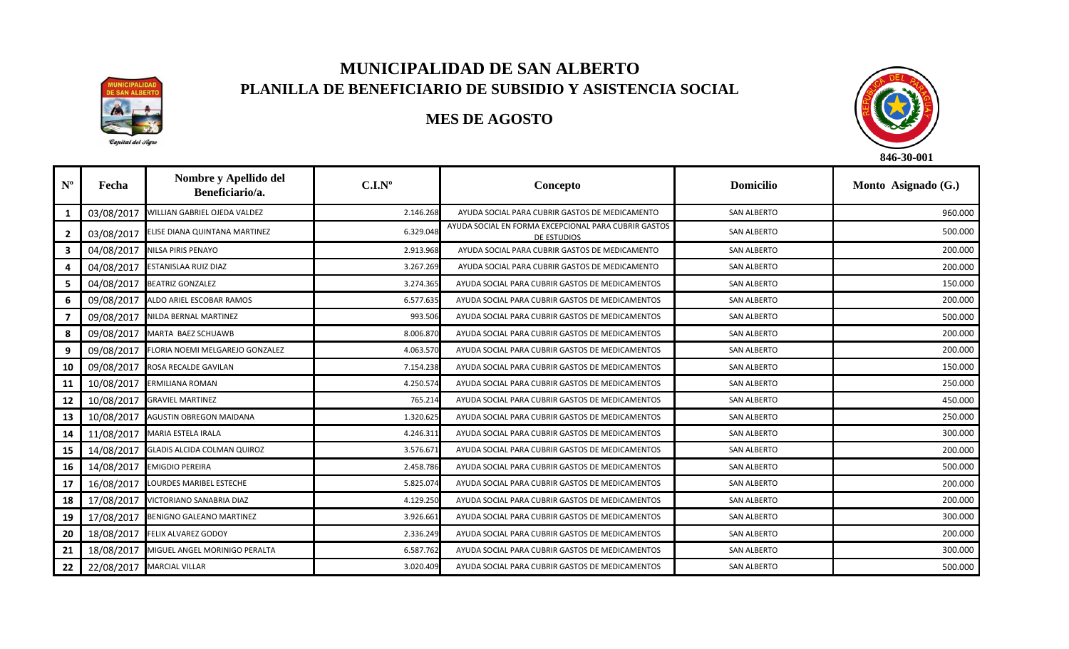# MUNICIPALIDAD DE SAN ALBERTO

## PLANILLA DE BENEFICIARIO DE SUBSIDIO Y ASISTENCIA SOCIAL

### MES DE AGOSTO

846-30-001

| Nº | Fecha | Nombre y Apellido del Beneficiario/a. | C.I.Nº | Concepto | Domicilio | Monto Asignado (G.) |
|---|---|---|---|---|---|---|
| 1 | 03/08/2017 | WILLIAN GABRIEL OJEDA VALDEZ | 2.146.268 | AYUDA SOCIAL PARA CUBRIR GASTOS DE MEDICAMENTO | SAN ALBERTO | 960.000 |
| 2 | 03/08/2017 | ELISE DIANA QUINTANA MARTINEZ | 6.329.048 | AYUDA SOCIAL EN FORMA EXCEPCIONAL PARA CUBRIR GASTOS DE ESTUDIOS | SAN ALBERTO | 500.000 |
| 3 | 04/08/2017 | NILSA PIRIS PENAYO | 2.913.968 | AYUDA SOCIAL PARA CUBRIR GASTOS DE MEDICAMENTO | SAN ALBERTO | 200.000 |
| 4 | 04/08/2017 | ESTANISLAA RUIZ DIAZ | 3.267.269 | AYUDA SOCIAL PARA CUBRIR GASTOS DE MEDICAMENTO | SAN ALBERTO | 200.000 |
| 5 | 04/08/2017 | BEATRIZ GONZALEZ | 3.274.365 | AYUDA SOCIAL PARA CUBRIR GASTOS DE MEDICAMENTOS | SAN ALBERTO | 150.000 |
| 6 | 09/08/2017 | ALDO ARIEL ESCOBAR RAMOS | 6.577.635 | AYUDA SOCIAL PARA CUBRIR GASTOS DE MEDICAMENTOS | SAN ALBERTO | 200.000 |
| 7 | 09/08/2017 | NILDA BERNAL MARTINEZ | 993.506 | AYUDA SOCIAL PARA CUBRIR GASTOS DE MEDICAMENTOS | SAN ALBERTO | 500.000 |
| 8 | 09/08/2017 | MARTA BAEZ SCHUAWB | 8.006.870 | AYUDA SOCIAL PARA CUBRIR GASTOS DE MEDICAMENTOS | SAN ALBERTO | 200.000 |
| 9 | 09/08/2017 | FLORIA NOEMI MELGAREJO GONZALEZ | 4.063.570 | AYUDA SOCIAL PARA CUBRIR GASTOS DE MEDICAMENTOS | SAN ALBERTO | 200.000 |
| 10 | 09/08/2017 | ROSA RECALDE GAVILAN | 7.154.238 | AYUDA SOCIAL PARA CUBRIR GASTOS DE MEDICAMENTOS | SAN ALBERTO | 150.000 |
| 11 | 10/08/2017 | ERMILIANA ROMAN | 4.250.574 | AYUDA SOCIAL PARA CUBRIR GASTOS DE MEDICAMENTOS | SAN ALBERTO | 250.000 |
| 12 | 10/08/2017 | GRAVIEL MARTINEZ | 765.214 | AYUDA SOCIAL PARA CUBRIR GASTOS DE MEDICAMENTOS | SAN ALBERTO | 450.000 |
| 13 | 10/08/2017 | AGUSTIN OBREGON MAIDANA | 1.320.625 | AYUDA SOCIAL PARA CUBRIR GASTOS DE MEDICAMENTOS | SAN ALBERTO | 250.000 |
| 14 | 11/08/2017 | MARIA ESTELA IRALA | 4.246.311 | AYUDA SOCIAL PARA CUBRIR GASTOS DE MEDICAMENTOS | SAN ALBERTO | 300.000 |
| 15 | 14/08/2017 | GLADIS ALCIDA COLMAN QUIROZ | 3.576.671 | AYUDA SOCIAL PARA CUBRIR GASTOS DE MEDICAMENTOS | SAN ALBERTO | 200.000 |
| 16 | 14/08/2017 | EMIGDIO PEREIRA | 2.458.786 | AYUDA SOCIAL PARA CUBRIR GASTOS DE MEDICAMENTOS | SAN ALBERTO | 500.000 |
| 17 | 16/08/2017 | LOURDES MARIBEL ESTECHE | 5.825.074 | AYUDA SOCIAL PARA CUBRIR GASTOS DE MEDICAMENTOS | SAN ALBERTO | 200.000 |
| 18 | 17/08/2017 | VICTORIANO SANABRIA DIAZ | 4.129.250 | AYUDA SOCIAL PARA CUBRIR GASTOS DE MEDICAMENTOS | SAN ALBERTO | 200.000 |
| 19 | 17/08/2017 | BENIGNO GALEANO MARTINEZ | 3.926.661 | AYUDA SOCIAL PARA CUBRIR GASTOS DE MEDICAMENTOS | SAN ALBERTO | 300.000 |
| 20 | 18/08/2017 | FELIX ALVAREZ GODOY | 2.336.249 | AYUDA SOCIAL PARA CUBRIR GASTOS DE MEDICAMENTOS | SAN ALBERTO | 200.000 |
| 21 | 18/08/2017 | MIGUEL ANGEL MORINIGO PERALTA | 6.587.762 | AYUDA SOCIAL PARA CUBRIR GASTOS DE MEDICAMENTOS | SAN ALBERTO | 300.000 |
| 22 | 22/08/2017 | MARCIAL VILLAR | 3.020.409 | AYUDA SOCIAL PARA CUBRIR GASTOS DE MEDICAMENTOS | SAN ALBERTO | 500.000 |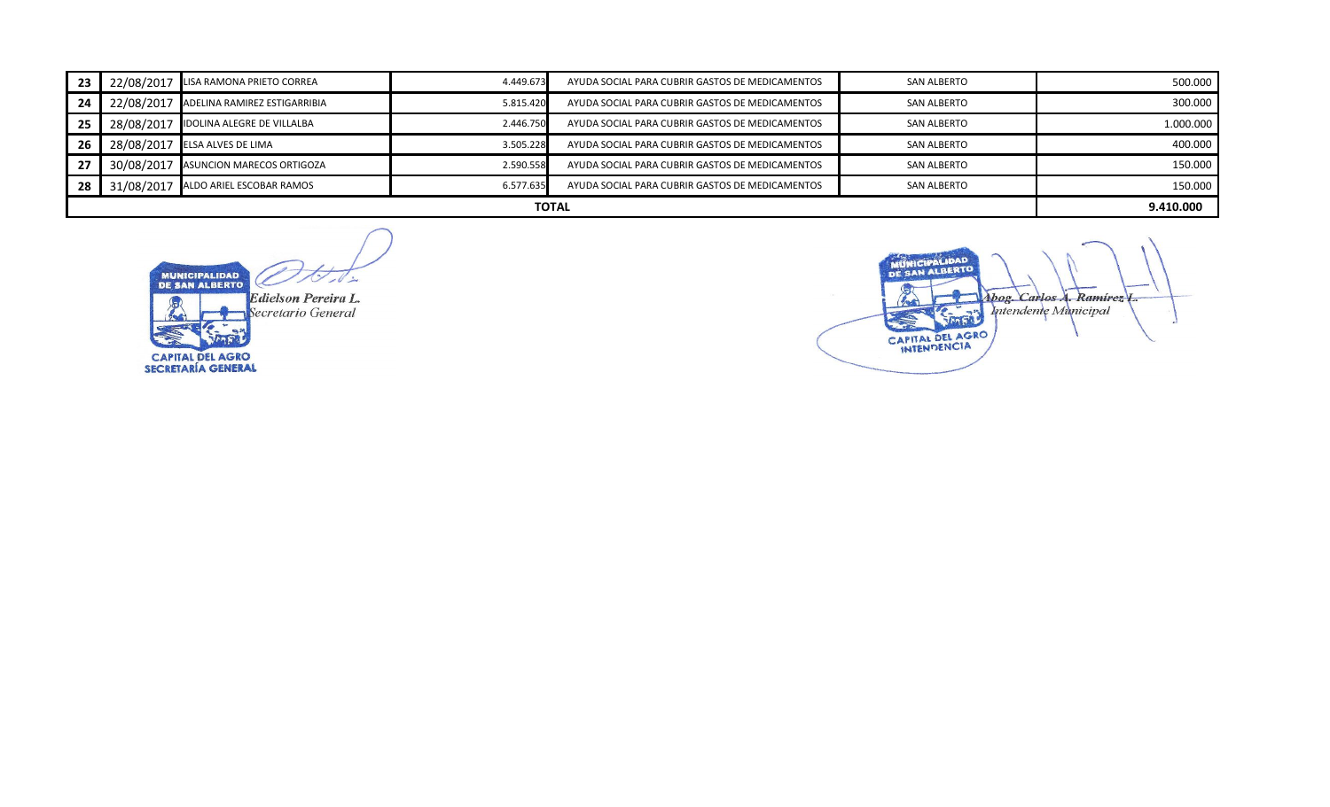| | | | | | | |
|---|---|---|---|---|---|---|
| 23 | 22/08/2017 | LISA RAMONA PRIETO CORREA | 4.449.673 | AYUDA SOCIAL PARA CUBRIR GASTOS DE MEDICAMENTOS | SAN ALBERTO | 500.000 |
| 24 | 22/08/2017 | ADELINA RAMIREZ ESTIGARRIBIA | 5.815.420 | AYUDA SOCIAL PARA CUBRIR GASTOS DE MEDICAMENTOS | SAN ALBERTO | 300.000 |
| 25 | 28/08/2017 | IDOLINA ALEGRE DE VILLALBA | 2.446.750 | AYUDA SOCIAL PARA CUBRIR GASTOS DE MEDICAMENTOS | SAN ALBERTO | 1.000.000 |
| 26 | 28/08/2017 | ELSA ALVES DE LIMA | 3.505.228 | AYUDA SOCIAL PARA CUBRIR GASTOS DE MEDICAMENTOS | SAN ALBERTO | 400.000 |
| 27 | 30/08/2017 | ASUNCION MARECOS ORTIGOZA | 2.590.558 | AYUDA SOCIAL PARA CUBRIR GASTOS DE MEDICAMENTOS | SAN ALBERTO | 150.000 |
| 28 | 31/08/2017 | ALDO ARIEL ESCOBAR RAMOS | 6.577.635 | AYUDA SOCIAL PARA CUBRIR GASTOS DE MEDICAMENTOS | SAN ALBERTO | 150.000 |
| | | | | **TOTAL** | | **9.410.000** |

MUNICIPALIDAD DE SAN ALBERTO
CAPITAL DEL AGRO
SECRETARÍA GENERAL

*Edielson Pereira L.*
*Secretario General*

MUNICIPALIDAD DE SAN ALBERTO
CAPITAL DEL AGRO
INTENDENCIA

*Abog. Carlos A. Ramírez L.*
*Intendente Municipal*